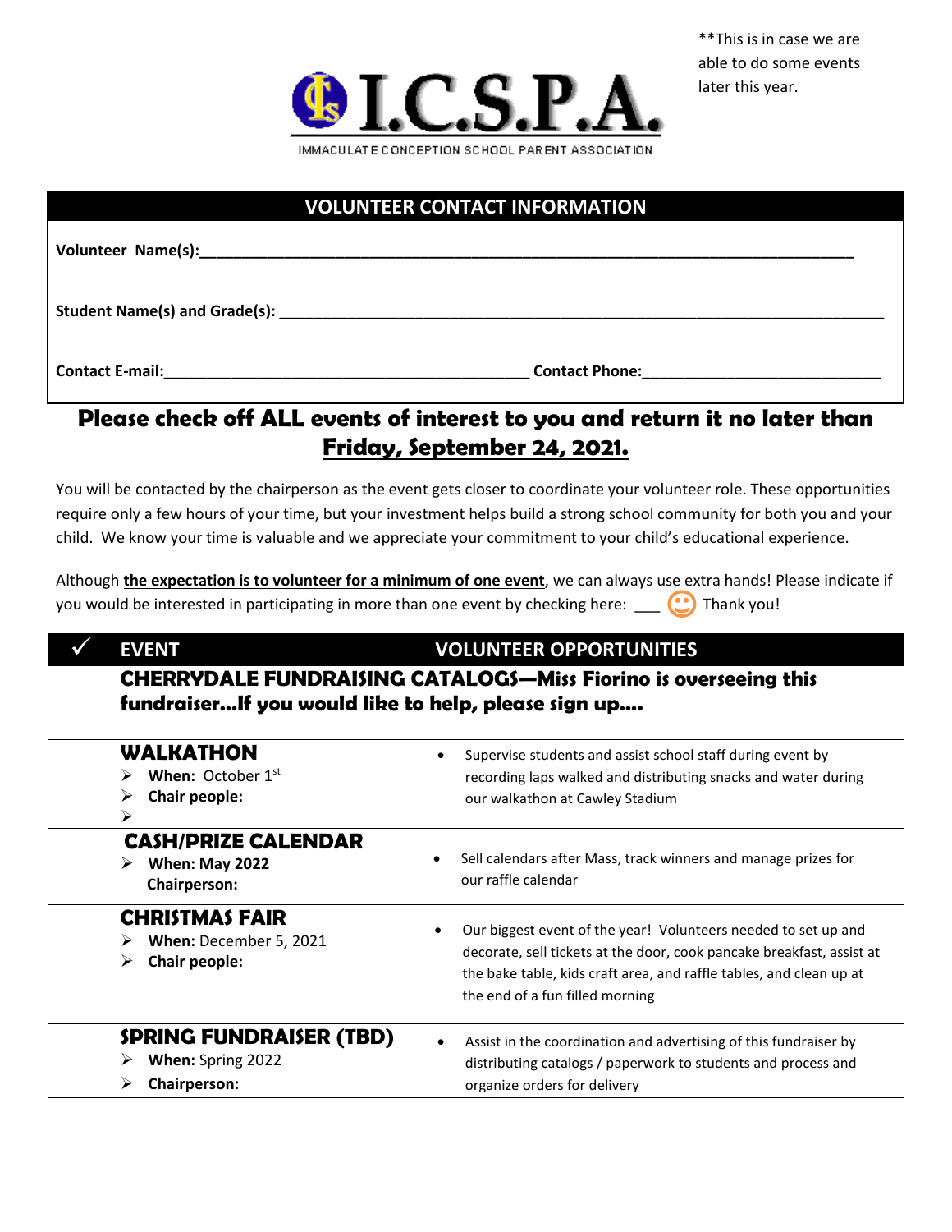**This is in case we are able to do some events later this year.

# I.C.S.P.A.

IMMACULATE CONCEPTION SCHOOL PARENT ASSOCIATION

## VOLUNTEER CONTACT INFORMATION

**Volunteer Name(s):**______________________________________________________________

**Student Name(s) and Grade(s):** ______________________________________________________

**Contact E-mail:**__________________________________ **Contact Phone:**______________________

## Please check off ALL events of interest to you and return it no later than <u>Friday, September 24, 2021.</u>

You will be contacted by the chairperson as the event gets closer to coordinate your volunteer role. These opportunities require only a few hours of your time, but your investment helps build a strong school community for both you and your child. We know your time is valuable and we appreciate your commitment to your child's educational experience.

Although **<u>the expectation is to volunteer for a minimum of one event</u>**, we can always use extra hands! Please indicate if you would be interested in participating in more than one event by checking here: ___ ☺ Thank you!

| ✓ | EVENT | VOLUNTEER OPPORTUNITIES |
|---|---|---|
| | **CHERRYDALE FUNDRAISING CATALOGS—Miss Fiorino is overseeing this fundraiser…If you would like to help, please sign up….** | |
| | **WALKATHON**<br>➢ **When:** October 1st<br>➢ **Chair people:**<br>➢ | • Supervise students and assist school staff during event by recording laps walked and distributing snacks and water during our walkathon at Cawley Stadium |
| | **CASH/PRIZE CALENDAR**<br>➢ **When: May 2022**<br>**Chairperson:** | • Sell calendars after Mass, track winners and manage prizes for our raffle calendar |
| | **CHRISTMAS FAIR**<br>➢ **When:** December 5, 2021<br>➢ **Chair people:** | • Our biggest event of the year! Volunteers needed to set up and decorate, sell tickets at the door, cook pancake breakfast, assist at the bake table, kids craft area, and raffle tables, and clean up at the end of a fun filled morning |
| | **SPRING FUNDRAISER (TBD)**<br>➢ **When:** Spring 2022<br>➢ **Chairperson:** | • Assist in the coordination and advertising of this fundraiser by distributing catalogs / paperwork to students and process and organize orders for delivery |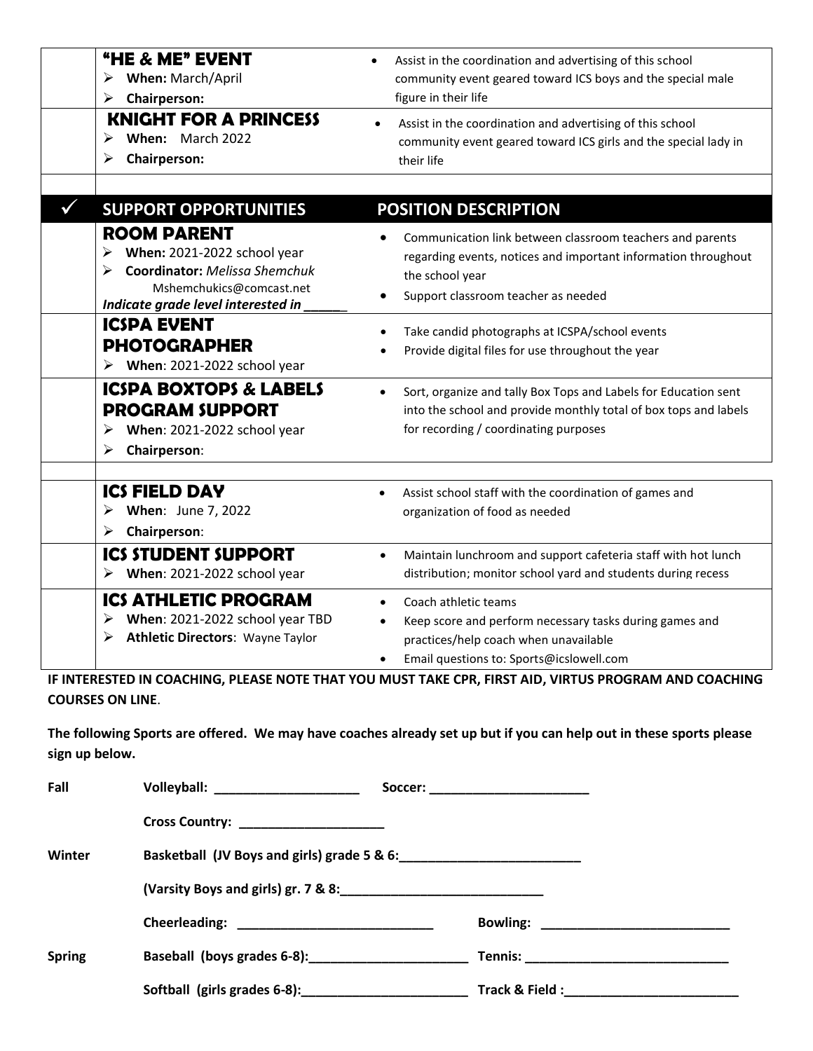| | | |
|---|---|---|
| | **"HE & ME" EVENT**<br>➢ **When:** March/April<br>➢ **Chairperson:** | • Assist in the coordination and advertising of this school community event geared toward ICS boys and the special male figure in their life |
| | **KNIGHT FOR A PRINCESS**<br>➢ **When:** March 2022<br>➢ **Chairperson:** | • Assist in the coordination and advertising of this school community event geared toward ICS girls and the special lady in their life |
| | | |
| ✓ | **SUPPORT OPPORTUNITIES** | **POSITION DESCRIPTION** |
| | **ROOM PARENT**<br>➢ **When:** 2021-2022 school year<br>➢ **Coordinator:** *Melissa Shemchuk* Mshemchukics@comcast.net<br>***Indicate grade level interested in \_\_\_\_\_\_*** | • Communication link between classroom teachers and parents regarding events, notices and important information throughout the school year<br>• Support classroom teacher as needed |
| | **ICSPA EVENT PHOTOGRAPHER**<br>➢ **When**: 2021-2022 school year | • Take candid photographs at ICSPA/school events<br>• Provide digital files for use throughout the year |
| | **ICSPA BOXTOPS & LABELS PROGRAM SUPPORT**<br>➢ **When**: 2021-2022 school year<br>➢ **Chairperson**: | • Sort, organize and tally Box Tops and Labels for Education sent into the school and provide monthly total of box tops and labels for recording / coordinating purposes |
| | | |
| | **ICS FIELD DAY**<br>➢ **When**: June 7, 2022<br>➢ **Chairperson**: | • Assist school staff with the coordination of games and organization of food as needed |
| | **ICS STUDENT SUPPORT**<br>➢ **When**: 2021-2022 school year | • Maintain lunchroom and support cafeteria staff with hot lunch distribution; monitor school yard and students during recess |
| | **ICS ATHLETIC PROGRAM**<br>➢ **When**: 2021-2022 school year TBD<br>➢ **Athletic Directors**: Wayne Taylor | • Coach athletic teams<br>• Keep score and perform necessary tasks during games and practices/help coach when unavailable<br>• Email questions to: Sports@icslowell.com |

**IF INTERESTED IN COACHING, PLEASE NOTE THAT YOU MUST TAKE CPR, FIRST AID, VIRTUS PROGRAM AND COACHING COURSES ON LINE**.

**The following Sports are offered. We may have coaches already set up but if you can help out in these sports please sign up below.**

**Fall** **Volleyball: \_\_\_\_\_\_\_\_\_\_\_\_\_\_\_\_\_\_\_\_** **Soccer: \_\_\_\_\_\_\_\_\_\_\_\_\_\_\_\_\_\_\_\_\_\_**

**Cross Country: \_\_\_\_\_\_\_\_\_\_\_\_\_\_\_\_\_\_\_\_**

**Winter** **Basketball (JV Boys and girls) grade 5 & 6:\_\_\_\_\_\_\_\_\_\_\_\_\_\_\_\_\_\_\_\_\_\_\_\_\_**

**(Varsity Boys and girls) gr. 7 & 8:\_\_\_\_\_\_\_\_\_\_\_\_\_\_\_\_\_\_\_\_\_\_\_\_\_\_\_\_\_**

**Cheerleading: \_\_\_\_\_\_\_\_\_\_\_\_\_\_\_\_\_\_\_\_\_\_\_\_\_\_\_** **Bowling: \_\_\_\_\_\_\_\_\_\_\_\_\_\_\_\_\_\_\_\_\_\_\_\_\_\_**

**Spring** **Baseball (boys grades 6-8):\_\_\_\_\_\_\_\_\_\_\_\_\_\_\_\_\_\_\_\_\_\_** **Tennis: \_\_\_\_\_\_\_\_\_\_\_\_\_\_\_\_\_\_\_\_\_\_\_\_\_\_\_\_\_**

**Softball (girls grades 6-8):\_\_\_\_\_\_\_\_\_\_\_\_\_\_\_\_\_\_\_\_\_\_\_** **Track & Field :\_\_\_\_\_\_\_\_\_\_\_\_\_\_\_\_\_\_\_\_\_\_\_\_\_**